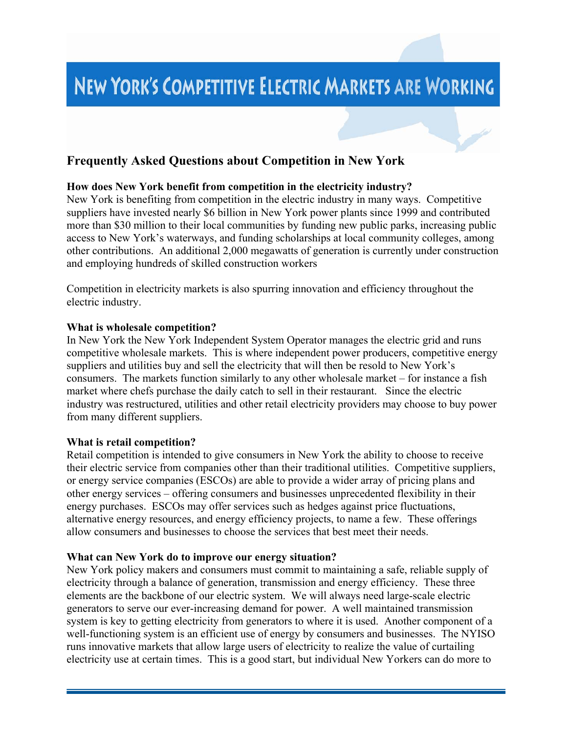# New York's Competitive Electric Markets are Working

## Frequently Asked Questions about Competition in New York

**How does New York benefit from competition in the electricity industry?**

New York is benefiting from competition in the electric industry in many ways. Competitive suppliers have invested nearly $6 billion in New York power plants since 1999 and contributed more than $30 million to their local communities by funding new public parks, increasing public access to New York's waterways, and funding scholarships at local community colleges, among other contributions. An additional 2,000 megawatts of generation is currently under construction and employing hundreds of skilled construction workers

Competition in electricity markets is also spurring innovation and efficiency throughout the electric industry.

**What is wholesale competition?**

In New York the New York Independent System Operator manages the electric grid and runs competitive wholesale markets. This is where independent power producers, competitive energy suppliers and utilities buy and sell the electricity that will then be resold to New York's consumers. The markets function similarly to any other wholesale market – for instance a fish market where chefs purchase the daily catch to sell in their restaurant. Since the electric industry was restructured, utilities and other retail electricity providers may choose to buy power from many different suppliers.

**What is retail competition?**

Retail competition is intended to give consumers in New York the ability to choose to receive their electric service from companies other than their traditional utilities. Competitive suppliers, or energy service companies (ESCOs) are able to provide a wider array of pricing plans and other energy services – offering consumers and businesses unprecedented flexibility in their energy purchases. ESCOs may offer services such as hedges against price fluctuations, alternative energy resources, and energy efficiency projects, to name a few. These offerings allow consumers and businesses to choose the services that best meet their needs.

**What can New York do to improve our energy situation?**

New York policy makers and consumers must commit to maintaining a safe, reliable supply of electricity through a balance of generation, transmission and energy efficiency. These three elements are the backbone of our electric system. We will always need large-scale electric generators to serve our ever-increasing demand for power. A well maintained transmission system is key to getting electricity from generators to where it is used. Another component of a well-functioning system is an efficient use of energy by consumers and businesses. The NYISO runs innovative markets that allow large users of electricity to realize the value of curtailing electricity use at certain times. This is a good start, but individual New Yorkers can do more to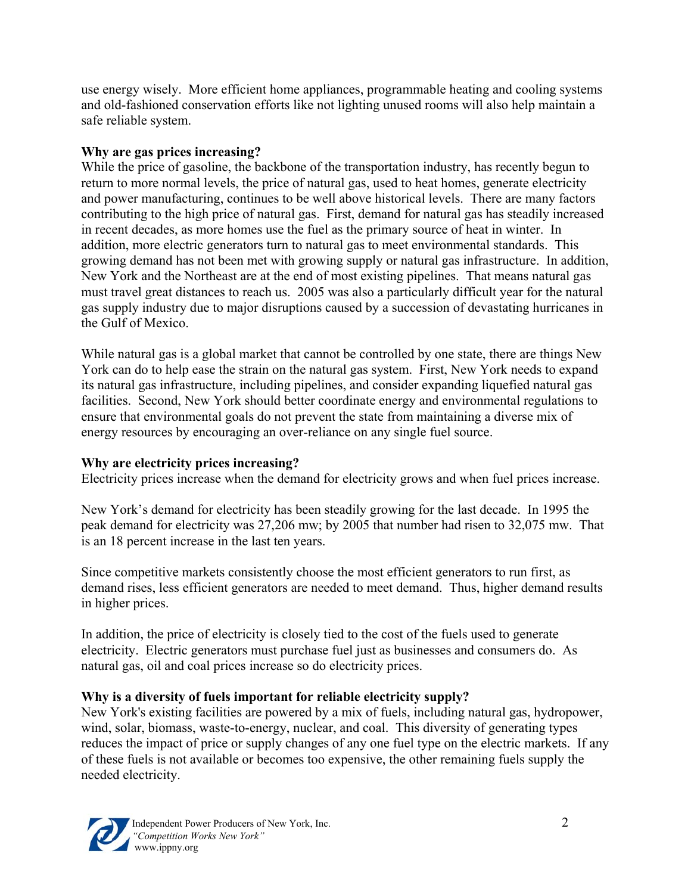use energy wisely. More efficient home appliances, programmable heating and cooling systems and old-fashioned conservation efforts like not lighting unused rooms will also help maintain a safe reliable system.

**Why are gas prices increasing?**

While the price of gasoline, the backbone of the transportation industry, has recently begun to return to more normal levels, the price of natural gas, used to heat homes, generate electricity and power manufacturing, continues to be well above historical levels. There are many factors contributing to the high price of natural gas. First, demand for natural gas has steadily increased in recent decades, as more homes use the fuel as the primary source of heat in winter. In addition, more electric generators turn to natural gas to meet environmental standards. This growing demand has not been met with growing supply or natural gas infrastructure. In addition, New York and the Northeast are at the end of most existing pipelines. That means natural gas must travel great distances to reach us. 2005 was also a particularly difficult year for the natural gas supply industry due to major disruptions caused by a succession of devastating hurricanes in the Gulf of Mexico.

While natural gas is a global market that cannot be controlled by one state, there are things New York can do to help ease the strain on the natural gas system. First, New York needs to expand its natural gas infrastructure, including pipelines, and consider expanding liquefied natural gas facilities. Second, New York should better coordinate energy and environmental regulations to ensure that environmental goals do not prevent the state from maintaining a diverse mix of energy resources by encouraging an over-reliance on any single fuel source.

**Why are electricity prices increasing?**

Electricity prices increase when the demand for electricity grows and when fuel prices increase.

New York's demand for electricity has been steadily growing for the last decade. In 1995 the peak demand for electricity was 27,206 mw; by 2005 that number had risen to 32,075 mw. That is an 18 percent increase in the last ten years.

Since competitive markets consistently choose the most efficient generators to run first, as demand rises, less efficient generators are needed to meet demand. Thus, higher demand results in higher prices.

In addition, the price of electricity is closely tied to the cost of the fuels used to generate electricity. Electric generators must purchase fuel just as businesses and consumers do. As natural gas, oil and coal prices increase so do electricity prices.

**Why is a diversity of fuels important for reliable electricity supply?**

New York's existing facilities are powered by a mix of fuels, including natural gas, hydropower, wind, solar, biomass, waste-to-energy, nuclear, and coal. This diversity of generating types reduces the impact of price or supply changes of any one fuel type on the electric markets. If any of these fuels is not available or becomes too expensive, the other remaining fuels supply the needed electricity.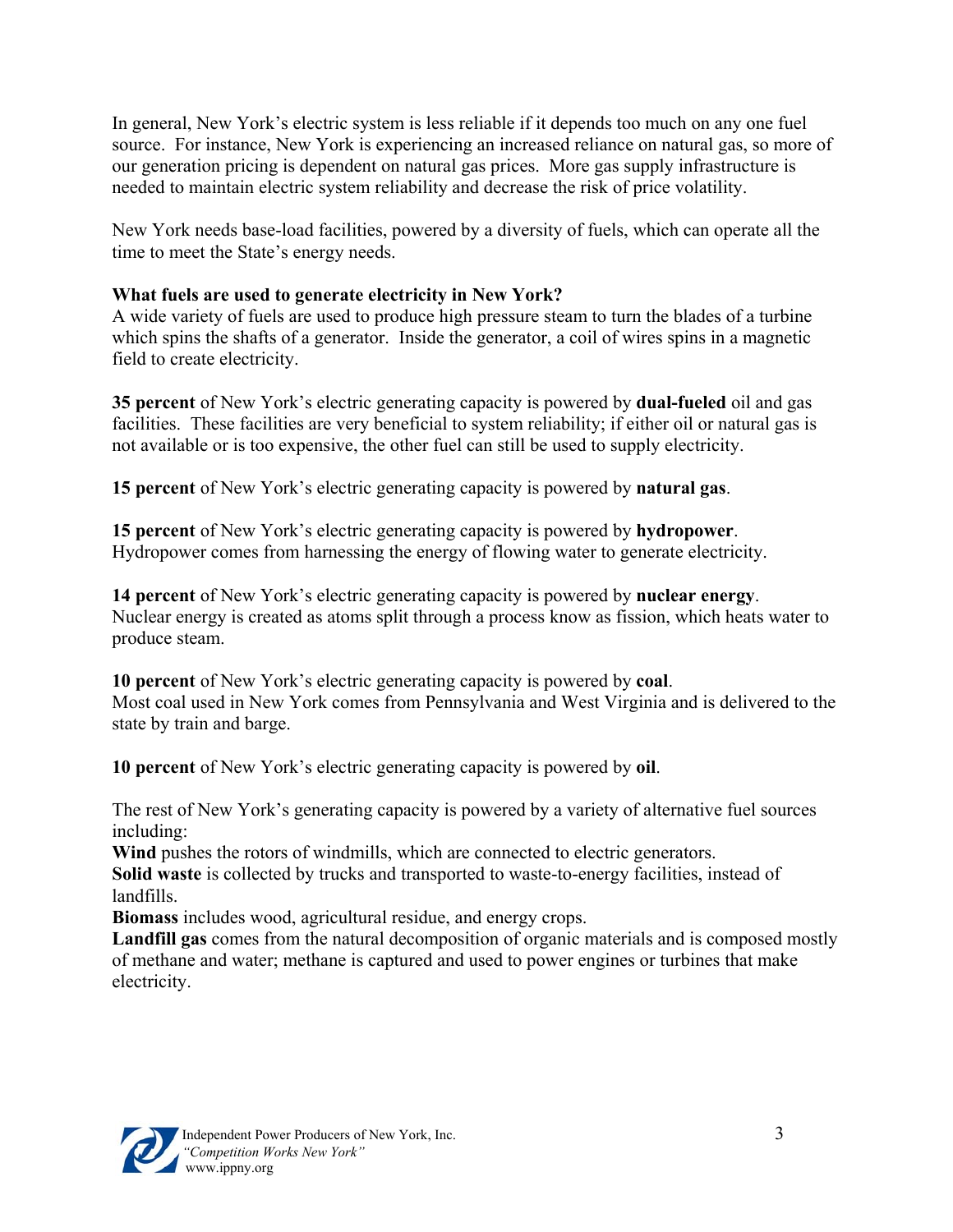In general, New York's electric system is less reliable if it depends too much on any one fuel source. For instance, New York is experiencing an increased reliance on natural gas, so more of our generation pricing is dependent on natural gas prices. More gas supply infrastructure is needed to maintain electric system reliability and decrease the risk of price volatility.

New York needs base-load facilities, powered by a diversity of fuels, which can operate all the time to meet the State's energy needs.

**What fuels are used to generate electricity in New York?**

A wide variety of fuels are used to produce high pressure steam to turn the blades of a turbine which spins the shafts of a generator. Inside the generator, a coil of wires spins in a magnetic field to create electricity.

**35 percent** of New York's electric generating capacity is powered by **dual-fueled** oil and gas facilities. These facilities are very beneficial to system reliability; if either oil or natural gas is not available or is too expensive, the other fuel can still be used to supply electricity.

**15 percent** of New York's electric generating capacity is powered by **natural gas**.

**15 percent** of New York's electric generating capacity is powered by **hydropower**.
Hydropower comes from harnessing the energy of flowing water to generate electricity.

**14 percent** of New York's electric generating capacity is powered by **nuclear energy**.
Nuclear energy is created as atoms split through a process know as fission, which heats water to produce steam.

**10 percent** of New York's electric generating capacity is powered by **coal**.
Most coal used in New York comes from Pennsylvania and West Virginia and is delivered to the state by train and barge.

**10 percent** of New York's electric generating capacity is powered by **oil**.

The rest of New York's generating capacity is powered by a variety of alternative fuel sources including:

**Wind** pushes the rotors of windmills, which are connected to electric generators.

**Solid waste** is collected by trucks and transported to waste-to-energy facilities, instead of landfills.

**Biomass** includes wood, agricultural residue, and energy crops.

**Landfill gas** comes from the natural decomposition of organic materials and is composed mostly of methane and water; methane is captured and used to power engines or turbines that make electricity.